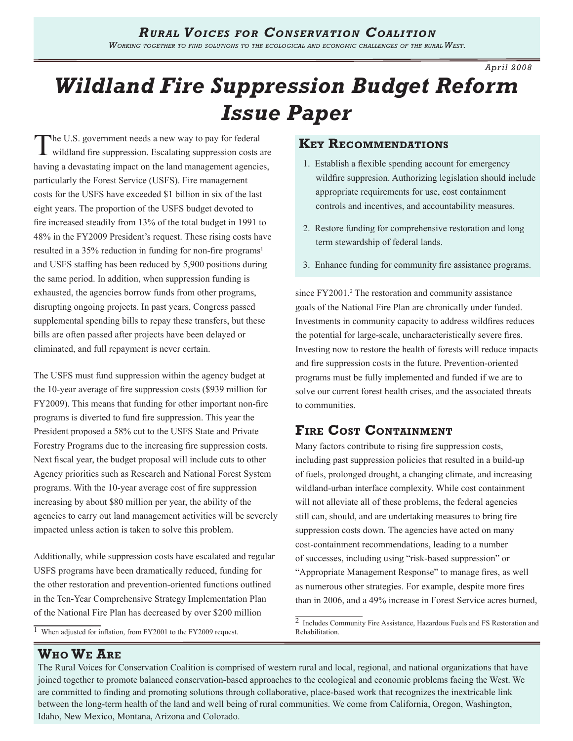# Rural Voices for Conservation Coalition

*Working together to find solutions to the ecological and economic challenges of the rural West.*

*April 2008*

# Wildland Fire Suppression Budget Reform Issue Paper

The U.S. government needs a new way to pay for federal wildland fire suppression. Escalating suppression costs are having a devastating impact on the land management agencies, particularly the Forest Service (USFS). Fire management costs for the USFS have exceeded $1 billion in six of the last eight years. The proportion of the USFS budget devoted to fire increased steadily from 13% of the total budget in 1991 to 48% in the FY2009 President's request. These rising costs have resulted in a 35% reduction in funding for non-fire programs[1] and USFS staffing has been reduced by 5,900 positions during the same period. In addition, when suppression funding is exhausted, the agencies borrow funds from other programs, disrupting ongoing projects. In past years, Congress passed supplemental spending bills to repay these transfers, but these bills are often passed after projects have been delayed or eliminated, and full repayment is never certain.

The USFS must fund suppression within the agency budget at the 10-year average of fire suppression costs ($939 million for FY2009). This means that funding for other important non-fire programs is diverted to fund fire suppression. This year the President proposed a 58% cut to the USFS State and Private Forestry Programs due to the increasing fire suppression costs. Next fiscal year, the budget proposal will include cuts to other Agency priorities such as Research and National Forest System programs. With the 10-year average cost of fire suppression increasing by about $80 million per year, the ability of the agencies to carry out land management activities will be severely impacted unless action is taken to solve this problem.

Additionally, while suppression costs have escalated and regular USFS programs have been dramatically reduced, funding for the other restoration and prevention-oriented functions outlined in the Ten-Year Comprehensive Strategy Implementation Plan of the National Fire Plan has decreased by over $200 million since FY2001.[2] The restoration and community assistance goals of the National Fire Plan are chronically under funded. Investments in community capacity to address wildfires reduces the potential for large-scale, uncharacteristically severe fires. Investing now to restore the health of forests will reduce impacts and fire suppression costs in the future. Prevention-oriented programs must be fully implemented and funded if we are to solve our current forest health crises, and the associated threats to communities.

[1] When adjusted for inflation, from FY2001 to the FY2009 request.

[2] Includes Community Fire Assistance, Hazardous Fuels and FS Restoration and Rehabilitation.

## Key Recommendations

1. Establish a flexible spending account for emergency wildfire suppresion. Authorizing legislation should include appropriate requirements for use, cost containment controls and incentives, and accountability measures.
2. Restore funding for comprehensive restoration and long term stewardship of federal lands.
3. Enhance funding for community fire assistance programs.

## Fire Cost Containment

Many factors contribute to rising fire suppression costs, including past suppression policies that resulted in a build-up of fuels, prolonged drought, a changing climate, and increasing wildland-urban interface complexity. While cost containment will not alleviate all of these problems, the federal agencies still can, should, and are undertaking measures to bring fire suppression costs down. The agencies have acted on many cost-containment recommendations, leading to a number of successes, including using "risk-based suppression" or "Appropriate Management Response" to manage fires, as well as numerous other strategies. For example, despite more fires than in 2006, and a 49% increase in Forest Service acres burned,

## Who We Are

The Rural Voices for Conservation Coalition is comprised of western rural and local, regional, and national organizations that have joined together to promote balanced conservation-based approaches to the ecological and economic problems facing the West. We are committed to finding and promoting solutions through collaborative, place-based work that recognizes the inextricable link between the long-term health of the land and well being of rural communities. We come from California, Oregon, Washington, Idaho, New Mexico, Montana, Arizona and Colorado.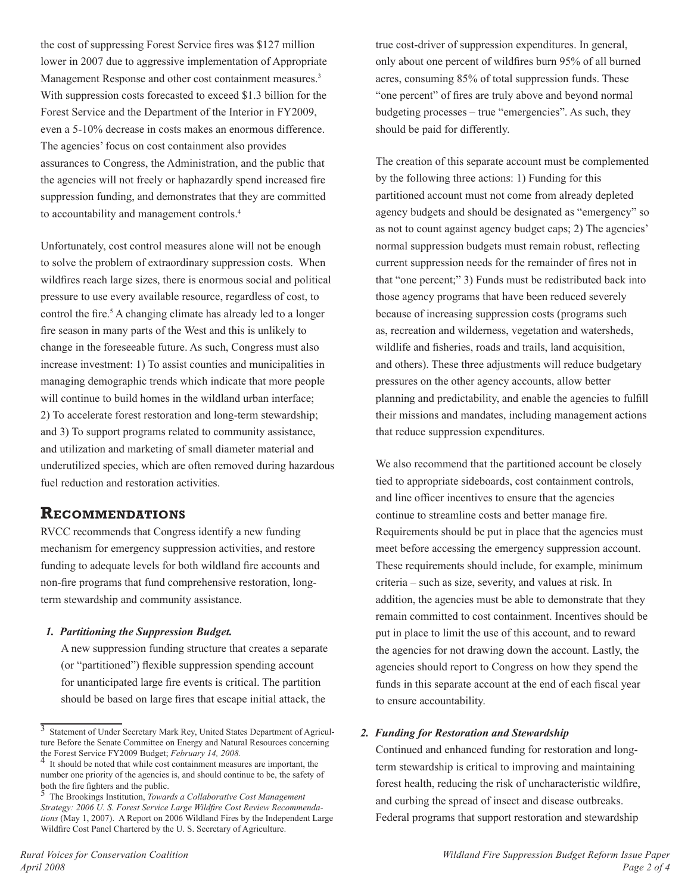the cost of suppressing Forest Service fires was $127 million lower in 2007 due to aggressive implementation of Appropriate Management Response and other cost containment measures.[3] With suppression costs forecasted to exceed $1.3 billion for the Forest Service and the Department of the Interior in FY2009, even a 5-10% decrease in costs makes an enormous difference. The agencies' focus on cost containment also provides assurances to Congress, the Administration, and the public that the agencies will not freely or haphazardly spend increased fire suppression funding, and demonstrates that they are committed to accountability and management controls.[4]

Unfortunately, cost control measures alone will not be enough to solve the problem of extraordinary suppression costs. When wildfires reach large sizes, there is enormous social and political pressure to use every available resource, regardless of cost, to control the fire.[5] A changing climate has already led to a longer fire season in many parts of the West and this is unlikely to change in the foreseeable future. As such, Congress must also increase investment: 1) To assist counties and municipalities in managing demographic trends which indicate that more people will continue to build homes in the wildland urban interface; 2) To accelerate forest restoration and long-term stewardship; and 3) To support programs related to community assistance, and utilization and marketing of small diameter material and underutilized species, which are often removed during hazardous fuel reduction and restoration activities.

## Recommendations

RVCC recommends that Congress identify a new funding mechanism for emergency suppression activities, and restore funding to adequate levels for both wildland fire accounts and non-fire programs that fund comprehensive restoration, long-term stewardship and community assistance.

### *1. Partitioning the Suppression Budget.*

A new suppression funding structure that creates a separate (or "partitioned") flexible suppression spending account for unanticipated large fire events is critical. The partition should be based on large fires that escape initial attack, the true cost-driver of suppression expenditures. In general, only about one percent of wildfires burn 95% of all burned acres, consuming 85% of total suppression funds. These "one percent" of fires are truly above and beyond normal budgeting processes – true "emergencies". As such, they should be paid for differently.

The creation of this separate account must be complemented by the following three actions: 1) Funding for this partitioned account must not come from already depleted agency budgets and should be designated as "emergency" so as not to count against agency budget caps; 2) The agencies' normal suppression budgets must remain robust, reflecting current suppression needs for the remainder of fires not in that "one percent;" 3) Funds must be redistributed back into those agency programs that have been reduced severely because of increasing suppression costs (programs such as, recreation and wilderness, vegetation and watersheds, wildlife and fisheries, roads and trails, land acquisition, and others). These three adjustments will reduce budgetary pressures on the other agency accounts, allow better planning and predictability, and enable the agencies to fulfill their missions and mandates, including management actions that reduce suppression expenditures.

We also recommend that the partitioned account be closely tied to appropriate sideboards, cost containment controls, and line officer incentives to ensure that the agencies continue to streamline costs and better manage fire. Requirements should be put in place that the agencies must meet before accessing the emergency suppression account. These requirements should include, for example, minimum criteria – such as size, severity, and values at risk. In addition, the agencies must be able to demonstrate that they remain committed to cost containment. Incentives should be put in place to limit the use of this account, and to reward the agencies for not drawing down the account. Lastly, the agencies should report to Congress on how they spend the funds in this separate account at the end of each fiscal year to ensure accountability.

### *2. Funding for Restoration and Stewardship*

Continued and enhanced funding for restoration and long-term stewardship is critical to improving and maintaining forest health, reducing the risk of uncharacteristic wildfire, and curbing the spread of insect and disease outbreaks. Federal programs that support restoration and stewardship

---

[3] Statement of Under Secretary Mark Rey, United States Department of Agriculture Before the Senate Committee on Energy and Natural Resources concerning the Forest Service FY2009 Budget; *February 14, 2008.*

[4] It should be noted that while cost containment measures are important, the number one priority of the agencies is, and should continue to be, the safety of both the fire fighters and the public.

[5] The Brookings Institution, *Towards a Collaborative Cost Management Strategy: 2006 U. S. Forest Service Large Wildfire Cost Review Recommendations* (May 1, 2007). A Report on 2006 Wildland Fires by the Independent Large Wildfire Cost Panel Chartered by the U. S. Secretary of Agriculture.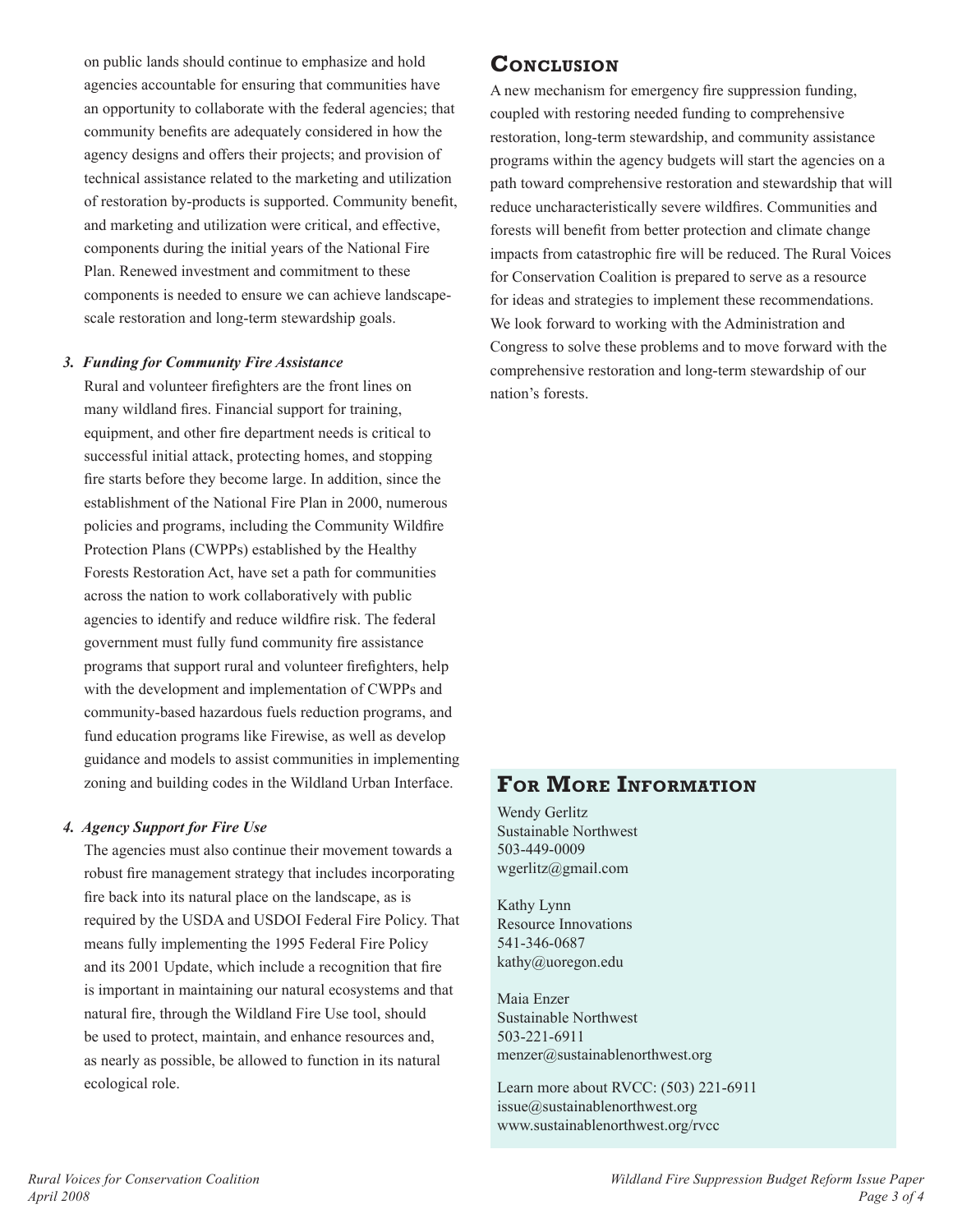on public lands should continue to emphasize and hold agencies accountable for ensuring that communities have an opportunity to collaborate with the federal agencies; that community benefits are adequately considered in how the agency designs and offers their projects; and provision of technical assistance related to the marketing and utilization of restoration by-products is supported. Community benefit, and marketing and utilization were critical, and effective, components during the initial years of the National Fire Plan. Renewed investment and commitment to these components is needed to ensure we can achieve landscape-scale restoration and long-term stewardship goals.

3. ***Funding for Community Fire Assistance***

Rural and volunteer firefighters are the front lines on many wildland fires. Financial support for training, equipment, and other fire department needs is critical to successful initial attack, protecting homes, and stopping fire starts before they become large. In addition, since the establishment of the National Fire Plan in 2000, numerous policies and programs, including the Community Wildfire Protection Plans (CWPPs) established by the Healthy Forests Restoration Act, have set a path for communities across the nation to work collaboratively with public agencies to identify and reduce wildfire risk. The federal government must fully fund community fire assistance programs that support rural and volunteer firefighters, help with the development and implementation of CWPPs and community-based hazardous fuels reduction programs, and fund education programs like Firewise, as well as develop guidance and models to assist communities in implementing zoning and building codes in the Wildland Urban Interface.

4. ***Agency Support for Fire Use***

The agencies must also continue their movement towards a robust fire management strategy that includes incorporating fire back into its natural place on the landscape, as is required by the USDA and USDOI Federal Fire Policy. That means fully implementing the 1995 Federal Fire Policy and its 2001 Update, which include a recognition that fire is important in maintaining our natural ecosystems and that natural fire, through the Wildland Fire Use tool, should be used to protect, maintain, and enhance resources and, as nearly as possible, be allowed to function in its natural ecological role.

## Conclusion

A new mechanism for emergency fire suppression funding, coupled with restoring needed funding to comprehensive restoration, long-term stewardship, and community assistance programs within the agency budgets will start the agencies on a path toward comprehensive restoration and stewardship that will reduce uncharacteristically severe wildfires. Communities and forests will benefit from better protection and climate change impacts from catastrophic fire will be reduced. The Rural Voices for Conservation Coalition is prepared to serve as a resource for ideas and strategies to implement these recommendations. We look forward to working with the Administration and Congress to solve these problems and to move forward with the comprehensive restoration and long-term stewardship of our nation's forests.

## For More Information

Wendy Gerlitz
Sustainable Northwest
503-449-0009
wgerlitz@gmail.com

Kathy Lynn
Resource Innovations
541-346-0687
kathy@uoregon.edu

Maia Enzer
Sustainable Northwest
503-221-6911
menzer@sustainablenorthwest.org

Learn more about RVCC: (503) 221-6911
issue@sustainablenorthwest.org
www.sustainablenorthwest.org/rvcc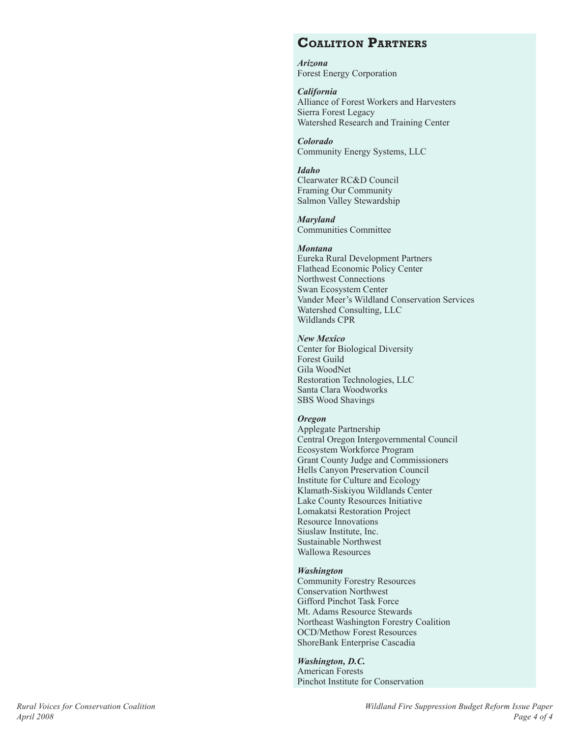## Coalition Partners

***Arizona***
Forest Energy Corporation

***California***
Alliance of Forest Workers and Harvesters
Sierra Forest Legacy
Watershed Research and Training Center

***Colorado***
Community Energy Systems, LLC

***Idaho***
Clearwater RC&D Council
Framing Our Community
Salmon Valley Stewardship

***Maryland***
Communities Committee

***Montana***
Eureka Rural Development Partners
Flathead Economic Policy Center
Northwest Connections
Swan Ecosystem Center
Vander Meer's Wildland Conservation Services
Watershed Consulting, LLC
Wildlands CPR

***New Mexico***
Center for Biological Diversity
Forest Guild
Gila WoodNet
Restoration Technologies, LLC
Santa Clara Woodworks
SBS Wood Shavings

***Oregon***
Applegate Partnership
Central Oregon Intergovernmental Council
Ecosystem Workforce Program
Grant County Judge and Commissioners
Hells Canyon Preservation Council
Institute for Culture and Ecology
Klamath-Siskiyou Wildlands Center
Lake County Resources Initiative
Lomakatsi Restoration Project
Resource Innovations
Siuslaw Institute, Inc.
Sustainable Northwest
Wallowa Resources

***Washington***
Community Forestry Resources
Conservation Northwest
Gifford Pinchot Task Force
Mt. Adams Resource Stewards
Northeast Washington Forestry Coalition
OCD/Methow Forest Resources
ShoreBank Enterprise Cascadia

***Washington, D.C.***
American Forests
Pinchot Institute for Conservation